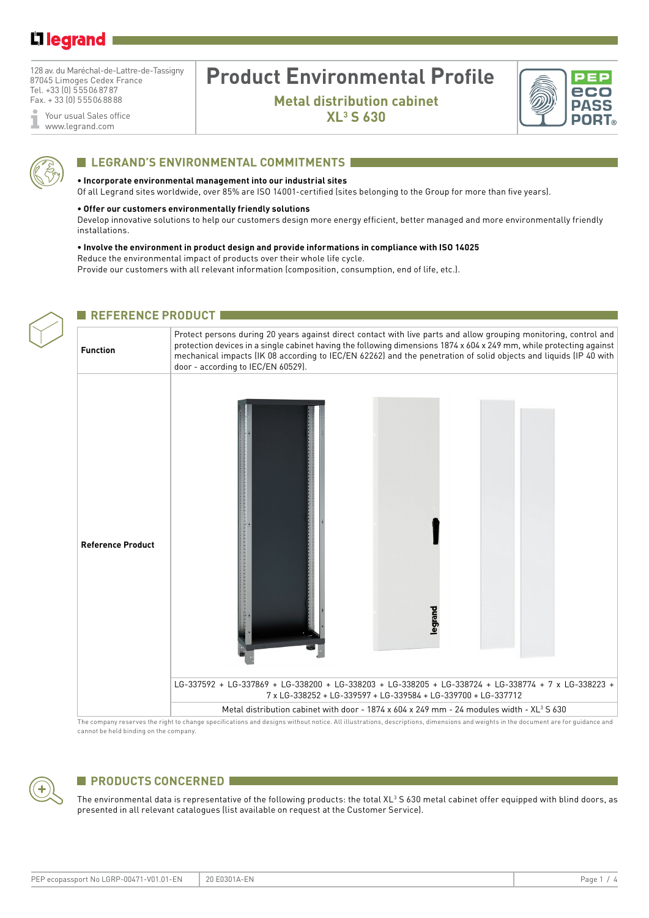128 av. du Maréchal-de-Lattre-de-Tassigny
87045 Limoges Cedex France
Tel. +33 (0) 5 55 06 87 87
Fax. + 33 (0) 5 55 06 88 88

Your usual Sales office
www.legrand.com

# Product Environmental Profile

## Metal distribution cabinet XL³ S 630

## LEGRAND'S ENVIRONMENTAL COMMITMENTS

**• Incorporate environmental management into our industrial sites**
Of all Legrand sites worldwide, over 85% are ISO 14001-certified (sites belonging to the Group for more than five years).

**• Offer our customers environmentally friendly solutions**
Develop innovative solutions to help our customers design more energy efficient, better managed and more environmentally friendly installations.

**• Involve the environment in product design and provide informations in compliance with ISO 14025**
Reduce the environmental impact of products over their whole life cycle.
Provide our customers with all relevant information (composition, consumption, end of life, etc.).

## REFERENCE PRODUCT

| | |
|---|---|
| **Function** | Protect persons during 20 years against direct contact with live parts and allow grouping monitoring, control and protection devices in a single cabinet having the following dimensions 1874 x 604 x 249 mm, while protecting against mechanical impacts (IK 08 according to IEC/EN 62262) and the penetration of solid objects and liquids (IP 40 with door - according to IEC/EN 60529). |
| **Reference Product** | LG-337592 + LG-337869 + LG-338200 + LG-338203 + LG-338205 + LG-338724 + LG-338774 + 7 x LG-338223 + 7 x LG-338252 + LG-339597 + LG-339584 + LG-339700 + LG-337712 |
| | Metal distribution cabinet with door - 1874 x 604 x 249 mm - 24 modules width - XL³ S 630 |

The company reserves the right to change specifications and designs without notice. All illustrations, descriptions, dimensions and weights in the document are for guidance and cannot be held binding on the company.

## PRODUCTS CONCERNED

The environmental data is representative of the following products: the total XL³ S 630 metal cabinet offer equipped with blind doors, as presented in all relevant catalogues (list available on request at the Customer Service).

PEP ecopassport No LGRP-00471-V01.01-EN | 20 E0301A-EN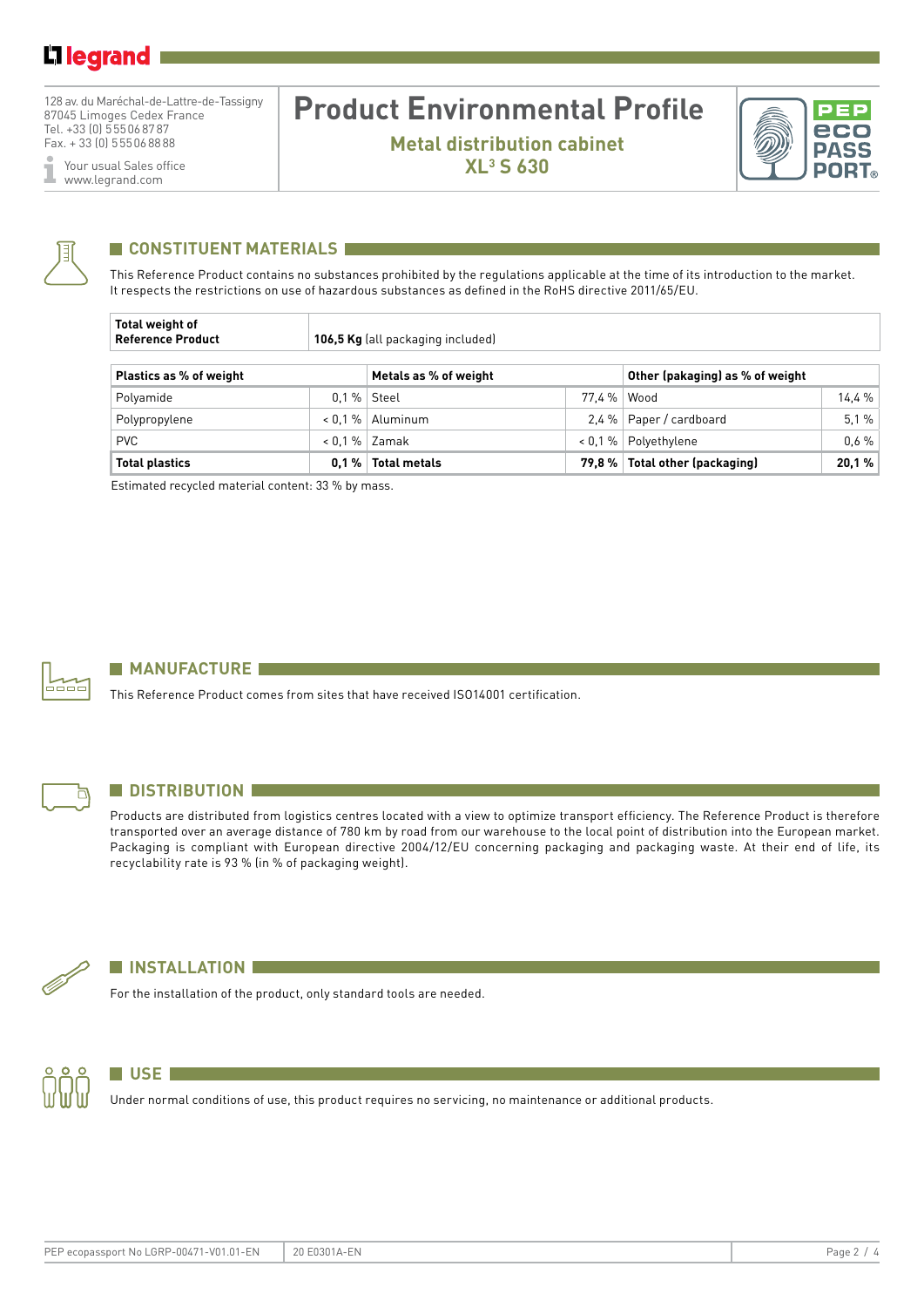legrand

128 av. du Maréchal-de-Lattre-de-Tassigny
87045 Limoges Cedex France
Tel. +33 (0) 5 55 06 87 87
Fax. + 33 (0) 5 55 06 88 88

Your usual Sales office
www.legrand.com

# Product Environmental Profile

**Metal distribution cabinet**
**XL³ S 630**

## CONSTITUENT MATERIALS

This Reference Product contains no substances prohibited by the regulations applicable at the time of its introduction to the market.
It respects the restrictions on use of hazardous substances as defined in the RoHS directive 2011/65/EU.

| **Total weight of Reference Product** | **106,5 Kg** (all packaging included) |
|---|---|

| **Plastics as % of weight** | | **Metals as % of weight** | | **Other (pakaging) as % of weight** | |
|---|---|---|---|---|---|
| Polyamide | 0,1 % | Steel | 77,4 % | Wood | 14,4 % |
| Polypropylene | < 0,1 % | Aluminum | 2,4 % | Paper / cardboard | 5,1 % |
| PVC | < 0,1 % | Zamak | < 0,1 % | Polyethylene | 0,6 % |
| **Total plastics** | **0,1 %** | **Total metals** | **79,8 %** | **Total other (packaging)** | **20,1 %** |

Estimated recycled material content: 33 % by mass.

## MANUFACTURE

This Reference Product comes from sites that have received ISO14001 certification.

## DISTRIBUTION

Products are distributed from logistics centres located with a view to optimize transport efficiency. The Reference Product is therefore transported over an average distance of 780 km by road from our warehouse to the local point of distribution into the European market. Packaging is compliant with European directive 2004/12/EU concerning packaging and packaging waste. At their end of life, its recyclability rate is 93 % (in % of packaging weight).

## INSTALLATION

For the installation of the product, only standard tools are needed.

## USE

Under normal conditions of use, this product requires no servicing, no maintenance or additional products.

PEP ecopassport No LGRP-00471-V01.01-EN | 20 E0301A-EN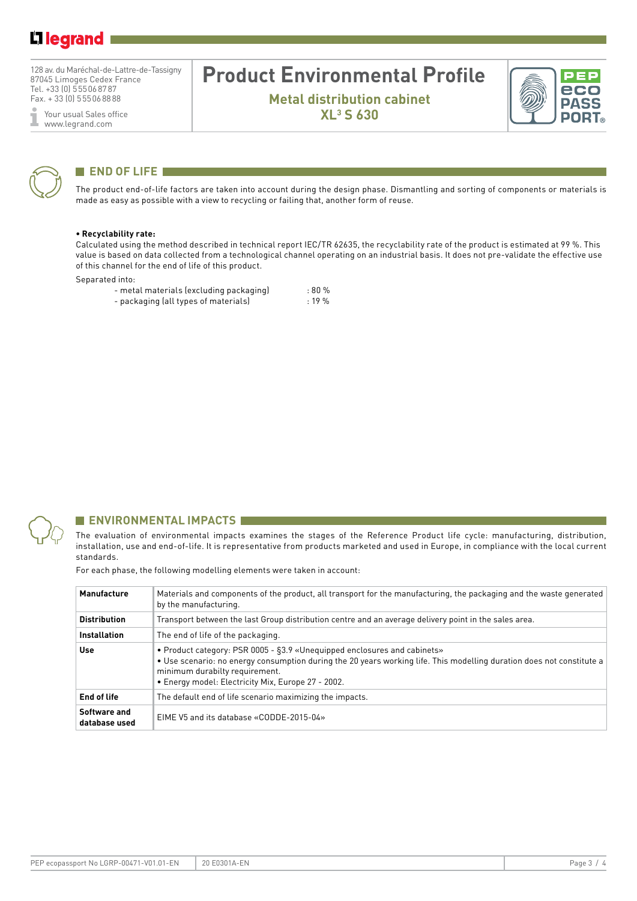# Product Environmental Profile

**Metal distribution cabinet**
**XL³ S 630**

128 av. du Maréchal-de-Lattre-de-Tassigny
87045 Limoges Cedex France
Tel. +33 (0) 555068787
Fax. + 33 (0) 555068888

Your usual Sales office
www.legrand.com

## END OF LIFE

The product end-of-life factors are taken into account during the design phase. Dismantling and sorting of components or materials is made as easy as possible with a view to recycling or failing that, another form of reuse.

**• Recyclability rate:**

Calculated using the method described in technical report IEC/TR 62635, the recyclability rate of the product is estimated at 99 %. This value is based on data collected from a technological channel operating on an industrial basis. It does not pre-validate the effective use of this channel for the end of life of this product.

Separated into:

- metal materials (excluding packaging) : 80 %
- packaging (all types of materials) : 19 %

## ENVIRONMENTAL IMPACTS

The evaluation of environmental impacts examines the stages of the Reference Product life cycle: manufacturing, distribution, installation, use and end-of-life. It is representative from products marketed and used in Europe, in compliance with the local current standards.

For each phase, the following modelling elements were taken in account:

| | |
|---|---|
| **Manufacture** | Materials and components of the product, all transport for the manufacturing, the packaging and the waste generated by the manufacturing. |
| **Distribution** | Transport between the last Group distribution centre and an average delivery point in the sales area. |
| **Installation** | The end of life of the packaging. |
| **Use** | • Product category: PSR 0005 - §3.9 «Unequipped enclosures and cabinets»<br>• Use scenario: no energy consumption during the 20 years working life. This modelling duration does not constitute a minimum durabilty requirement.<br>• Energy model: Electricity Mix, Europe 27 - 2002. |
| **End of life** | The default end of life scenario maximizing the impacts. |
| **Software and database used** | EIME V5 and its database «CODDE-2015-04» |

PEP ecopassport No LGRP-00471-V01.01-EN | 20 E0301A-EN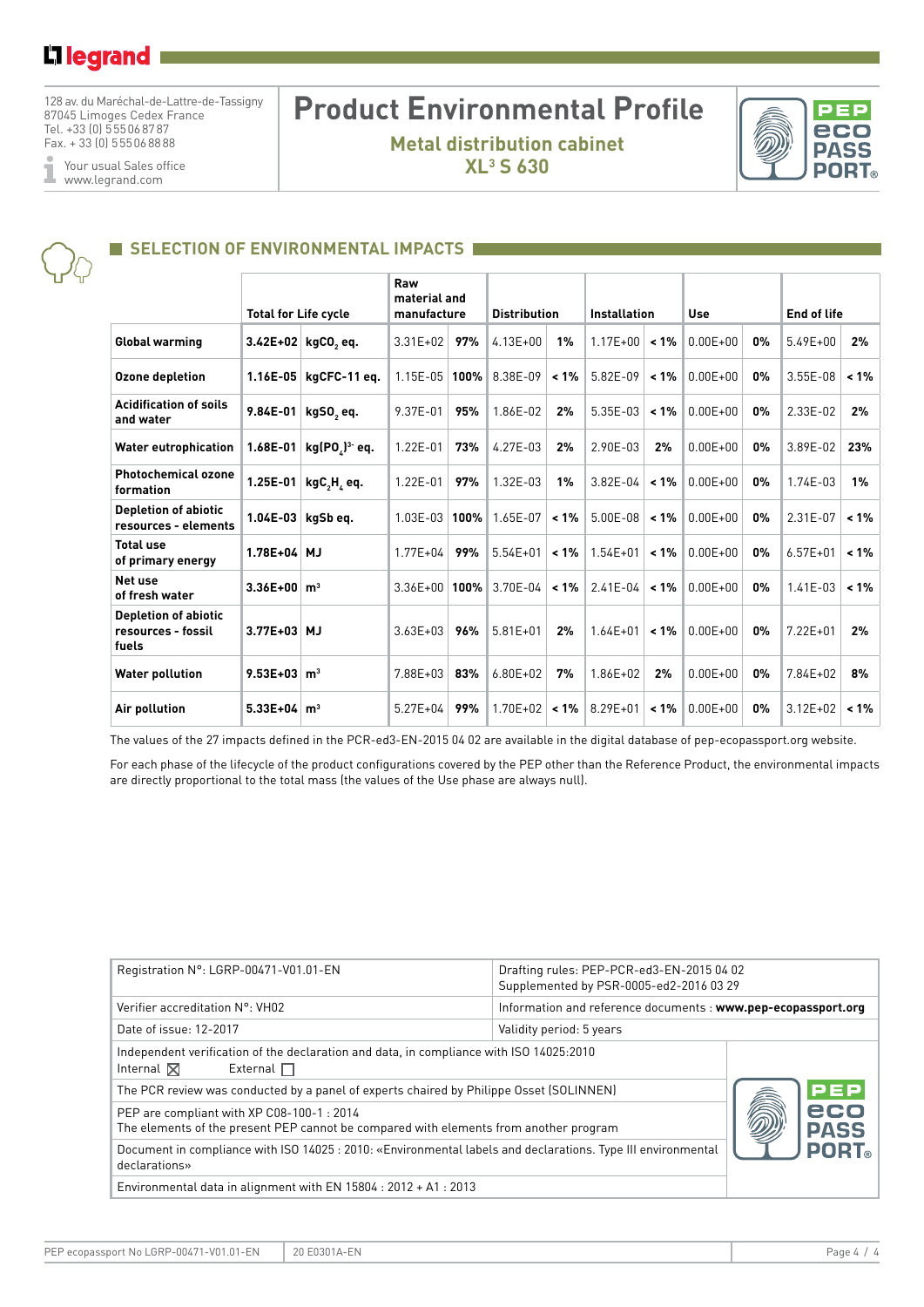Legrand

128 av. du Maréchal-de-Lattre-de-Tassigny
87045 Limoges Cedex France
Tel. +33 (0) 5 55 06 87 87
Fax. + 33 (0) 5 55 06 88 88

Your usual Sales office
www.legrand.com

# Product Environmental Profile

## Metal distribution cabinet
## XL³ S 630

## SELECTION OF ENVIRONMENTAL IMPACTS

| | Total for Life cycle | | Raw material and manufacture | | Distribution | | Installation | | Use | | End of life | |
|---|---|---|---|---|---|---|---|---|---|---|---|---|
| **Global warming** | **3.42E+02** | **$kgCO_2$ eq.** | 3.31E+02 | **97%** | 4.13E+00 | **1%** | 1.17E+00 | **< 1%** | 0.00E+00 | **0%** | 5.49E+00 | **2%** |
| **Ozone depletion** | **1.16E-05** | **kgCFC-11 eq.** | 1.15E-05 | **100%** | 8.38E-09 | **< 1%** | 5.82E-09 | **< 1%** | 0.00E+00 | **0%** | 3.55E-08 | **< 1%** |
| **Acidification of soils and water** | **9.84E-01** | **$kgSO_2$ eq.** | 9.37E-01 | **95%** | 1.86E-02 | **2%** | 5.35E-03 | **< 1%** | 0.00E+00 | **0%** | 2.33E-02 | **2%** |
| **Water eutrophication** | **1.68E-01** | **$kg(PO_4)^{3-}$ eq.** | 1.22E-01 | **73%** | 4.27E-03 | **2%** | 2.90E-03 | **2%** | 0.00E+00 | **0%** | 3.89E-02 | **23%** |
| **Photochemical ozone formation** | **1.25E-01** | **$kgC_2H_4$ eq.** | 1.22E-01 | **97%** | 1.32E-03 | **1%** | 3.82E-04 | **< 1%** | 0.00E+00 | **0%** | 1.74E-03 | **1%** |
| **Depletion of abiotic resources - elements** | **1.04E-03** | **kgSb eq.** | 1.03E-03 | **100%** | 1.65E-07 | **< 1%** | 5.00E-08 | **< 1%** | 0.00E+00 | **0%** | 2.31E-07 | **< 1%** |
| **Total use of primary energy** | **1.78E+04** | **MJ** | 1.77E+04 | **99%** | 5.54E+01 | **< 1%** | 1.54E+01 | **< 1%** | 0.00E+00 | **0%** | 6.57E+01 | **< 1%** |
| **Net use of fresh water** | **3.36E+00** | **$m^3$** | 3.36E+00 | **100%** | 3.70E-04 | **< 1%** | 2.41E-04 | **< 1%** | 0.00E+00 | **0%** | 1.41E-03 | **< 1%** |
| **Depletion of abiotic resources - fossil fuels** | **3.77E+03** | **MJ** | 3.63E+03 | **96%** | 5.81E+01 | **2%** | 1.64E+01 | **< 1%** | 0.00E+00 | **0%** | 7.22E+01 | **2%** |
| **Water pollution** | **9.53E+03** | **$m^3$** | 7.88E+03 | **83%** | 6.80E+02 | **7%** | 1.86E+02 | **2%** | 0.00E+00 | **0%** | 7.84E+02 | **8%** |
| **Air pollution** | **5.33E+04** | **$m^3$** | 5.27E+04 | **99%** | 1.70E+02 | **< 1%** | 8.29E+01 | **< 1%** | 0.00E+00 | **0%** | 3.12E+02 | **< 1%** |

The values of the 27 impacts defined in the PCR-ed3-EN-2015 04 02 are available in the digital database of pep-ecopassport.org website.

For each phase of the lifecycle of the product configurations covered by the PEP other than the Reference Product, the environmental impacts are directly proportional to the total mass (the values of the Use phase are always null).

| | |
|---|---|
| Registration N°: LGRP-00471-V01.01-EN | Drafting rules: PEP-PCR-ed3-EN-2015 04 02 Supplemented by PSR-0005-ed2-2016 03 29 |
| Verifier accreditation N°: VH02 | Information and reference documents : **www.pep-ecopassport.org** |
| Date of issue: 12-2017 | Validity period: 5 years |
| Independent verification of the declaration and data, in compliance with ISO 14025:2010 Internal ☒ External ☐ | |
| The PCR review was conducted by a panel of experts chaired by Philippe Osset (SOLINNEN) | |
| PEP are compliant with XP C08-100-1 : 2014 The elements of the present PEP cannot be compared with elements from another program | |
| Document in compliance with ISO 14025 : 2010: «Environmental labels and declarations. Type III environmental declarations» | |
| Environmental data in alignment with EN 15804 : 2012 + A1 : 2013 | |

PEP ecopassport No LGRP-00471-V01.01-EN | 20 E0301A-EN